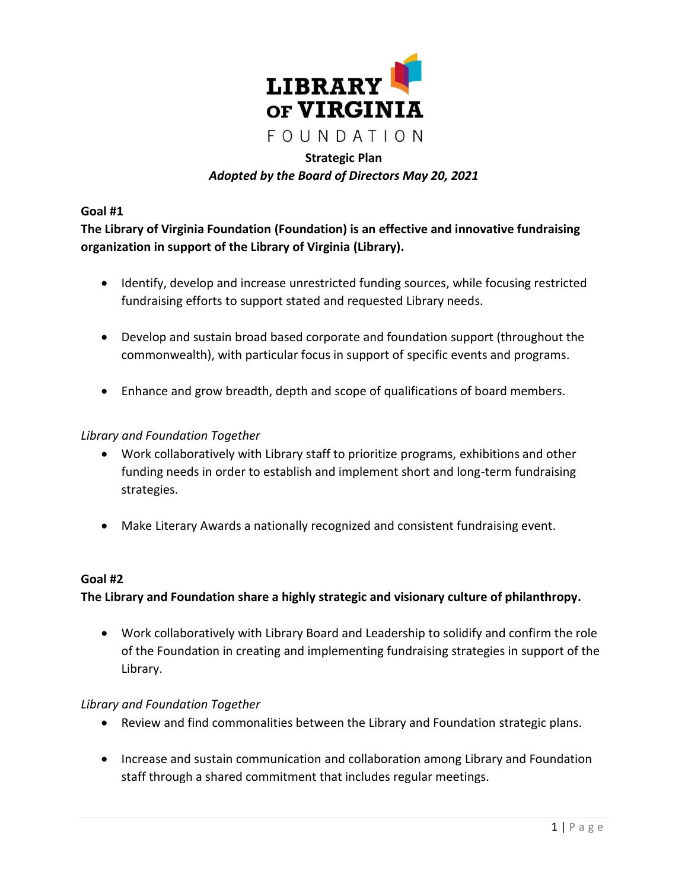LIBRARY OF VIRGINIA

FOUNDATION

**Strategic Plan**

***Adopted by the Board of Directors May 20, 2021***

**Goal #1**

**The Library of Virginia Foundation (Foundation) is an effective and innovative fundraising organization in support of the Library of Virginia (Library).**

- Identify, develop and increase unrestricted funding sources, while focusing restricted fundraising efforts to support stated and requested Library needs.
- Develop and sustain broad based corporate and foundation support (throughout the commonwealth), with particular focus in support of specific events and programs.
- Enhance and grow breadth, depth and scope of qualifications of board members.

*Library and Foundation Together*

- Work collaboratively with Library staff to prioritize programs, exhibitions and other funding needs in order to establish and implement short and long-term fundraising strategies.
- Make Literary Awards a nationally recognized and consistent fundraising event.

**Goal #2**

**The Library and Foundation share a highly strategic and visionary culture of philanthropy.**

- Work collaboratively with Library Board and Leadership to solidify and confirm the role of the Foundation in creating and implementing fundraising strategies in support of the Library.

*Library and Foundation Together*

- Review and find commonalities between the Library and Foundation strategic plans.
- Increase and sustain communication and collaboration among Library and Foundation staff through a shared commitment that includes regular meetings.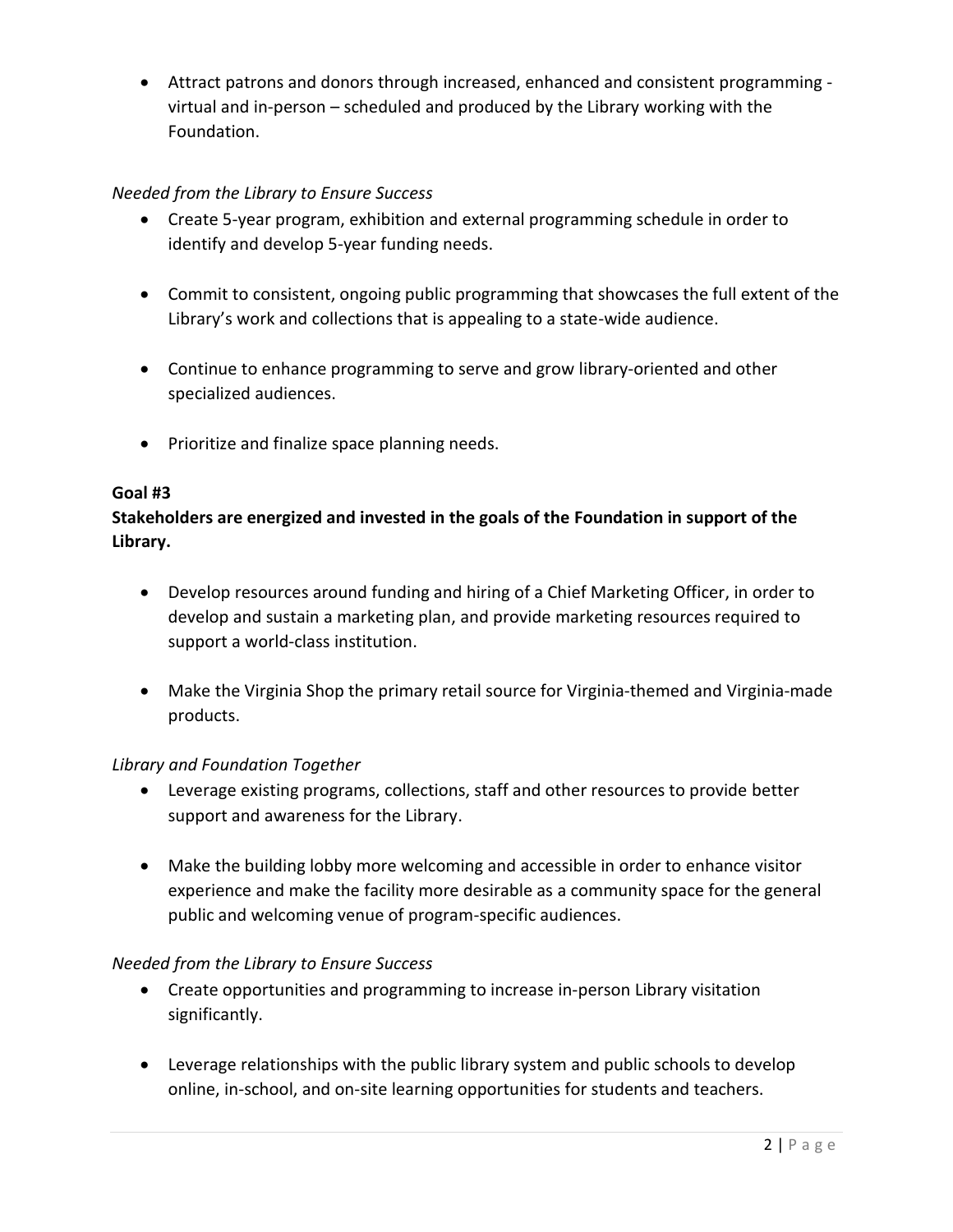- Attract patrons and donors through increased, enhanced and consistent programming - virtual and in-person – scheduled and produced by the Library working with the Foundation.

*Needed from the Library to Ensure Success*

- Create 5-year program, exhibition and external programming schedule in order to identify and develop 5-year funding needs.
- Commit to consistent, ongoing public programming that showcases the full extent of the Library's work and collections that is appealing to a state-wide audience.
- Continue to enhance programming to serve and grow library-oriented and other specialized audiences.
- Prioritize and finalize space planning needs.

**Goal #3**

**Stakeholders are energized and invested in the goals of the Foundation in support of the Library.**

- Develop resources around funding and hiring of a Chief Marketing Officer, in order to develop and sustain a marketing plan, and provide marketing resources required to support a world-class institution.
- Make the Virginia Shop the primary retail source for Virginia-themed and Virginia-made products.

*Library and Foundation Together*

- Leverage existing programs, collections, staff and other resources to provide better support and awareness for the Library.
- Make the building lobby more welcoming and accessible in order to enhance visitor experience and make the facility more desirable as a community space for the general public and welcoming venue of program-specific audiences.

*Needed from the Library to Ensure Success*

- Create opportunities and programming to increase in-person Library visitation significantly.
- Leverage relationships with the public library system and public schools to develop online, in-school, and on-site learning opportunities for students and teachers.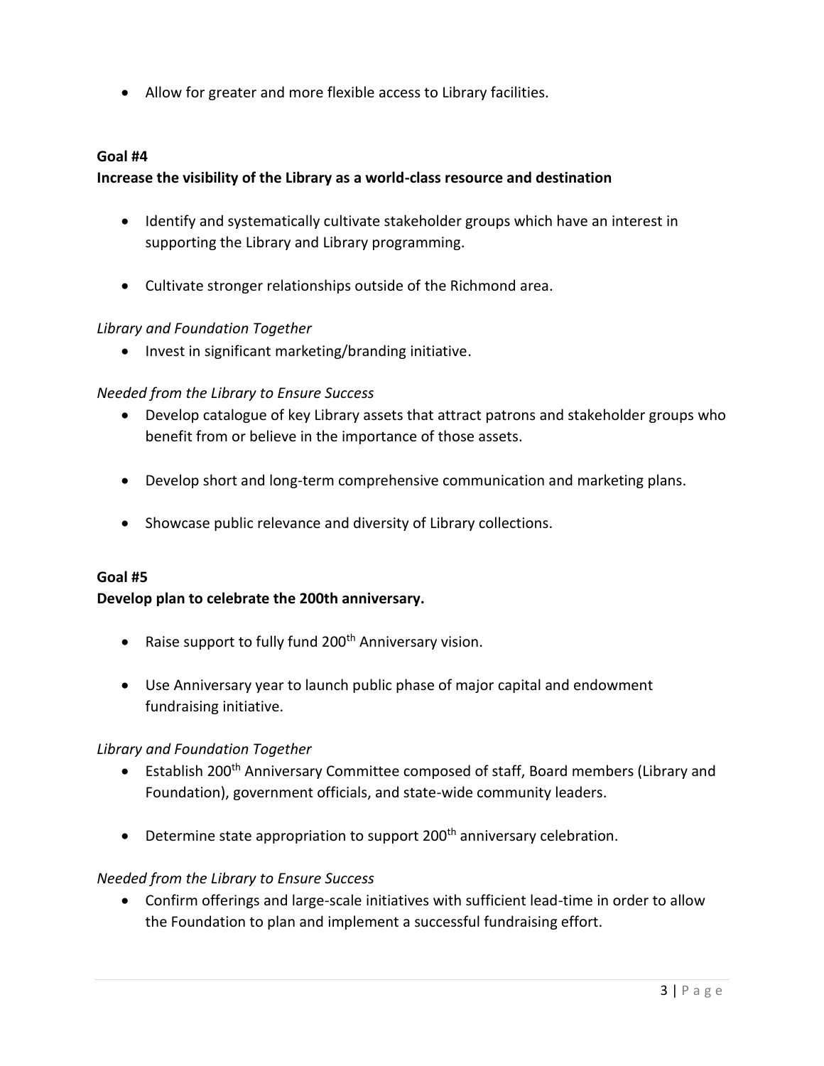- Allow for greater and more flexible access to Library facilities.

**Goal #4**
**Increase the visibility of the Library as a world-class resource and destination**

- Identify and systematically cultivate stakeholder groups which have an interest in supporting the Library and Library programming.

- Cultivate stronger relationships outside of the Richmond area.

*Library and Foundation Together*

- Invest in significant marketing/branding initiative.

*Needed from the Library to Ensure Success*

- Develop catalogue of key Library assets that attract patrons and stakeholder groups who benefit from or believe in the importance of those assets.

- Develop short and long-term comprehensive communication and marketing plans.

- Showcase public relevance and diversity of Library collections.

**Goal #5**
**Develop plan to celebrate the 200th anniversary.**

- Raise support to fully fund 200th Anniversary vision.

- Use Anniversary year to launch public phase of major capital and endowment fundraising initiative.

*Library and Foundation Together*

- Establish 200th Anniversary Committee composed of staff, Board members (Library and Foundation), government officials, and state-wide community leaders.

- Determine state appropriation to support 200th anniversary celebration.

*Needed from the Library to Ensure Success*

- Confirm offerings and large-scale initiatives with sufficient lead-time in order to allow the Foundation to plan and implement a successful fundraising effort.